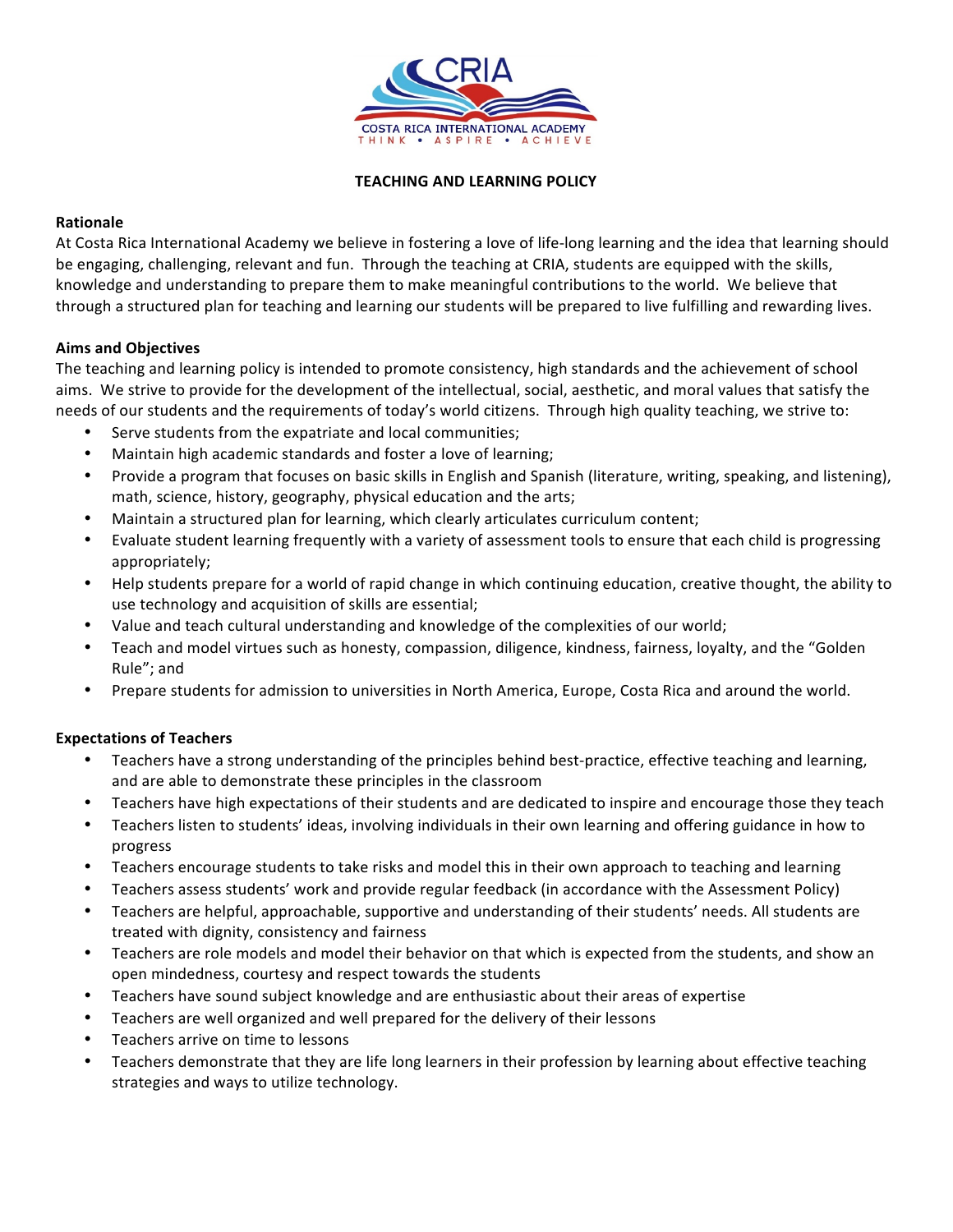CRIA

COSTA RICA INTERNATIONAL ACADEMY

THINK • ASPIRE • ACHIEVE

# TEACHING AND LEARNING POLICY

## Rationale

At Costa Rica International Academy we believe in fostering a love of life-long learning and the idea that learning should be engaging, challenging, relevant and fun. Through the teaching at CRIA, students are equipped with the skills, knowledge and understanding to prepare them to make meaningful contributions to the world. We believe that through a structured plan for teaching and learning our students will be prepared to live fulfilling and rewarding lives.

## Aims and Objectives

The teaching and learning policy is intended to promote consistency, high standards and the achievement of school aims. We strive to provide for the development of the intellectual, social, aesthetic, and moral values that satisfy the needs of our students and the requirements of today's world citizens. Through high quality teaching, we strive to:

- Serve students from the expatriate and local communities;
- Maintain high academic standards and foster a love of learning;
- Provide a program that focuses on basic skills in English and Spanish (literature, writing, speaking, and listening), math, science, history, geography, physical education and the arts;
- Maintain a structured plan for learning, which clearly articulates curriculum content;
- Evaluate student learning frequently with a variety of assessment tools to ensure that each child is progressing appropriately;
- Help students prepare for a world of rapid change in which continuing education, creative thought, the ability to use technology and acquisition of skills are essential;
- Value and teach cultural understanding and knowledge of the complexities of our world;
- Teach and model virtues such as honesty, compassion, diligence, kindness, fairness, loyalty, and the "Golden Rule"; and
- Prepare students for admission to universities in North America, Europe, Costa Rica and around the world.

## Expectations of Teachers

- Teachers have a strong understanding of the principles behind best-practice, effective teaching and learning, and are able to demonstrate these principles in the classroom
- Teachers have high expectations of their students and are dedicated to inspire and encourage those they teach
- Teachers listen to students' ideas, involving individuals in their own learning and offering guidance in how to progress
- Teachers encourage students to take risks and model this in their own approach to teaching and learning
- Teachers assess students' work and provide regular feedback (in accordance with the Assessment Policy)
- Teachers are helpful, approachable, supportive and understanding of their students' needs. All students are treated with dignity, consistency and fairness
- Teachers are role models and model their behavior on that which is expected from the students, and show an open mindedness, courtesy and respect towards the students
- Teachers have sound subject knowledge and are enthusiastic about their areas of expertise
- Teachers are well organized and well prepared for the delivery of their lessons
- Teachers arrive on time to lessons
- Teachers demonstrate that they are life long learners in their profession by learning about effective teaching strategies and ways to utilize technology.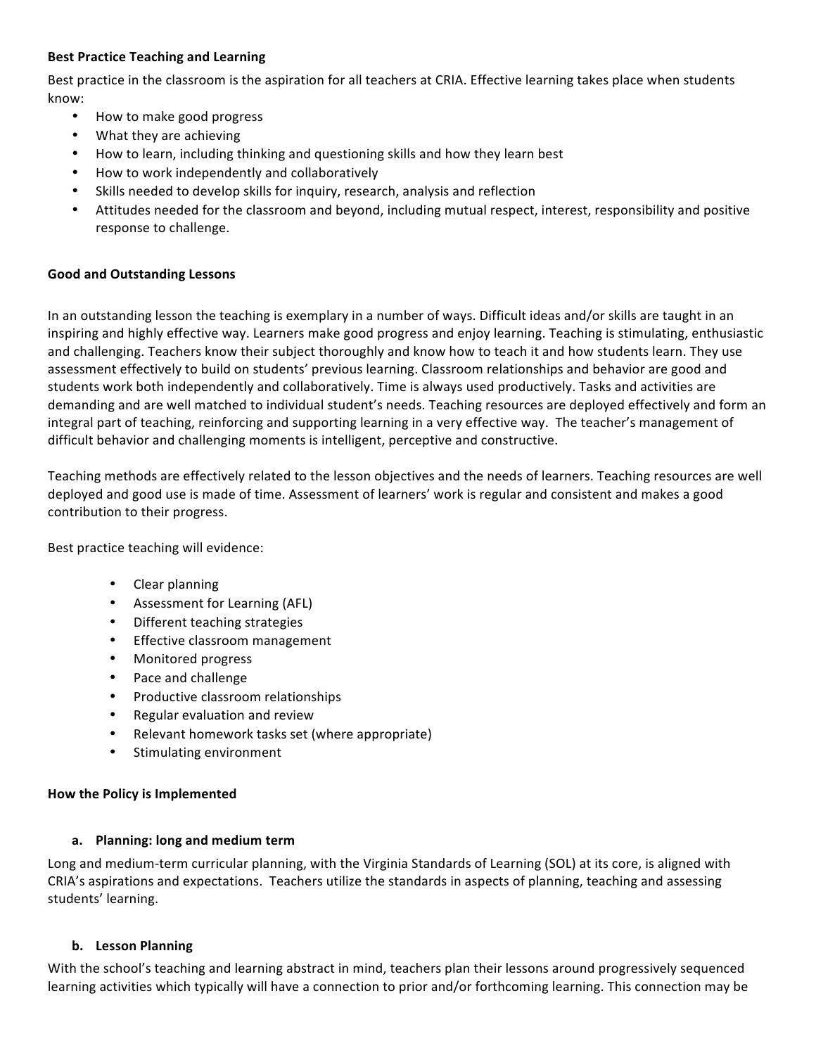**Best Practice Teaching and Learning**

Best practice in the classroom is the aspiration for all teachers at CRIA. Effective learning takes place when students know:

- How to make good progress
- What they are achieving
- How to learn, including thinking and questioning skills and how they learn best
- How to work independently and collaboratively
- Skills needed to develop skills for inquiry, research, analysis and reflection
- Attitudes needed for the classroom and beyond, including mutual respect, interest, responsibility and positive response to challenge.

**Good and Outstanding Lessons**

In an outstanding lesson the teaching is exemplary in a number of ways. Difficult ideas and/or skills are taught in an inspiring and highly effective way. Learners make good progress and enjoy learning. Teaching is stimulating, enthusiastic and challenging. Teachers know their subject thoroughly and know how to teach it and how students learn. They use assessment effectively to build on students' previous learning. Classroom relationships and behavior are good and students work both independently and collaboratively. Time is always used productively. Tasks and activities are demanding and are well matched to individual student's needs. Teaching resources are deployed effectively and form an integral part of teaching, reinforcing and supporting learning in a very effective way. The teacher's management of difficult behavior and challenging moments is intelligent, perceptive and constructive.

Teaching methods are effectively related to the lesson objectives and the needs of learners. Teaching resources are well deployed and good use is made of time. Assessment of learners' work is regular and consistent and makes a good contribution to their progress.

Best practice teaching will evidence:

- Clear planning
- Assessment for Learning (AFL)
- Different teaching strategies
- Effective classroom management
- Monitored progress
- Pace and challenge
- Productive classroom relationships
- Regular evaluation and review
- Relevant homework tasks set (where appropriate)
- Stimulating environment

**How the Policy is Implemented**

**a. Planning: long and medium term**

Long and medium-term curricular planning, with the Virginia Standards of Learning (SOL) at its core, is aligned with CRIA's aspirations and expectations. Teachers utilize the standards in aspects of planning, teaching and assessing students' learning.

**b. Lesson Planning**

With the school's teaching and learning abstract in mind, teachers plan their lessons around progressively sequenced learning activities which typically will have a connection to prior and/or forthcoming learning. This connection may be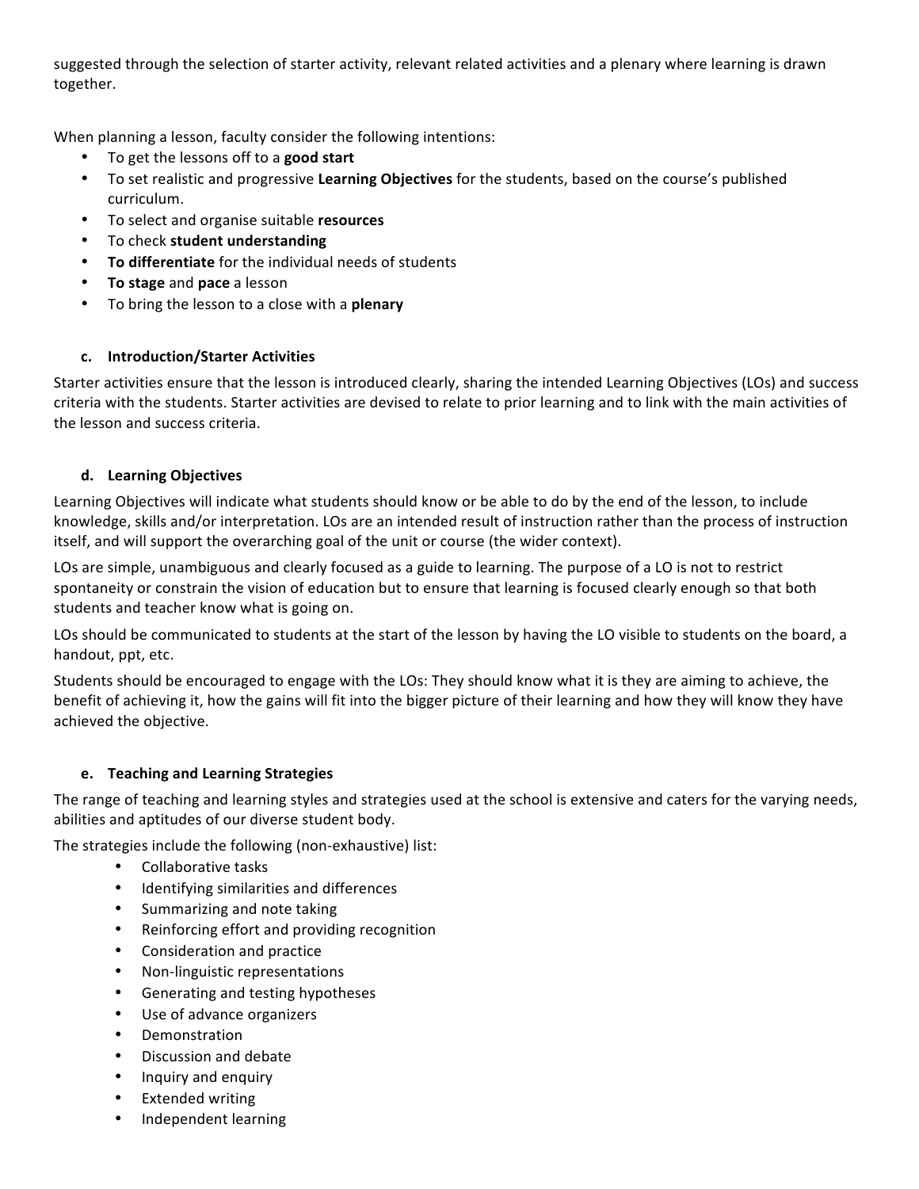suggested through the selection of starter activity, relevant related activities and a plenary where learning is drawn together.

When planning a lesson, faculty consider the following intentions:

- To get the lessons off to a **good start**
- To set realistic and progressive **Learning Objectives** for the students, based on the course's published curriculum.
- To select and organise suitable **resources**
- To check **student understanding**
- **To differentiate** for the individual needs of students
- **To stage** and **pace** a lesson
- To bring the lesson to a close with a **plenary**

### c. Introduction/Starter Activities

Starter activities ensure that the lesson is introduced clearly, sharing the intended Learning Objectives (LOs) and success criteria with the students. Starter activities are devised to relate to prior learning and to link with the main activities of the lesson and success criteria.

### d. Learning Objectives

Learning Objectives will indicate what students should know or be able to do by the end of the lesson, to include knowledge, skills and/or interpretation. LOs are an intended result of instruction rather than the process of instruction itself, and will support the overarching goal of the unit or course (the wider context).

LOs are simple, unambiguous and clearly focused as a guide to learning. The purpose of a LO is not to restrict spontaneity or constrain the vision of education but to ensure that learning is focused clearly enough so that both students and teacher know what is going on.

LOs should be communicated to students at the start of the lesson by having the LO visible to students on the board, a handout, ppt, etc.

Students should be encouraged to engage with the LOs: They should know what it is they are aiming to achieve, the benefit of achieving it, how the gains will fit into the bigger picture of their learning and how they will know they have achieved the objective.

### e. Teaching and Learning Strategies

The range of teaching and learning styles and strategies used at the school is extensive and caters for the varying needs, abilities and aptitudes of our diverse student body.

The strategies include the following (non-exhaustive) list:

- Collaborative tasks
- Identifying similarities and differences
- Summarizing and note taking
- Reinforcing effort and providing recognition
- Consideration and practice
- Non-linguistic representations
- Generating and testing hypotheses
- Use of advance organizers
- Demonstration
- Discussion and debate
- Inquiry and enquiry
- Extended writing
- Independent learning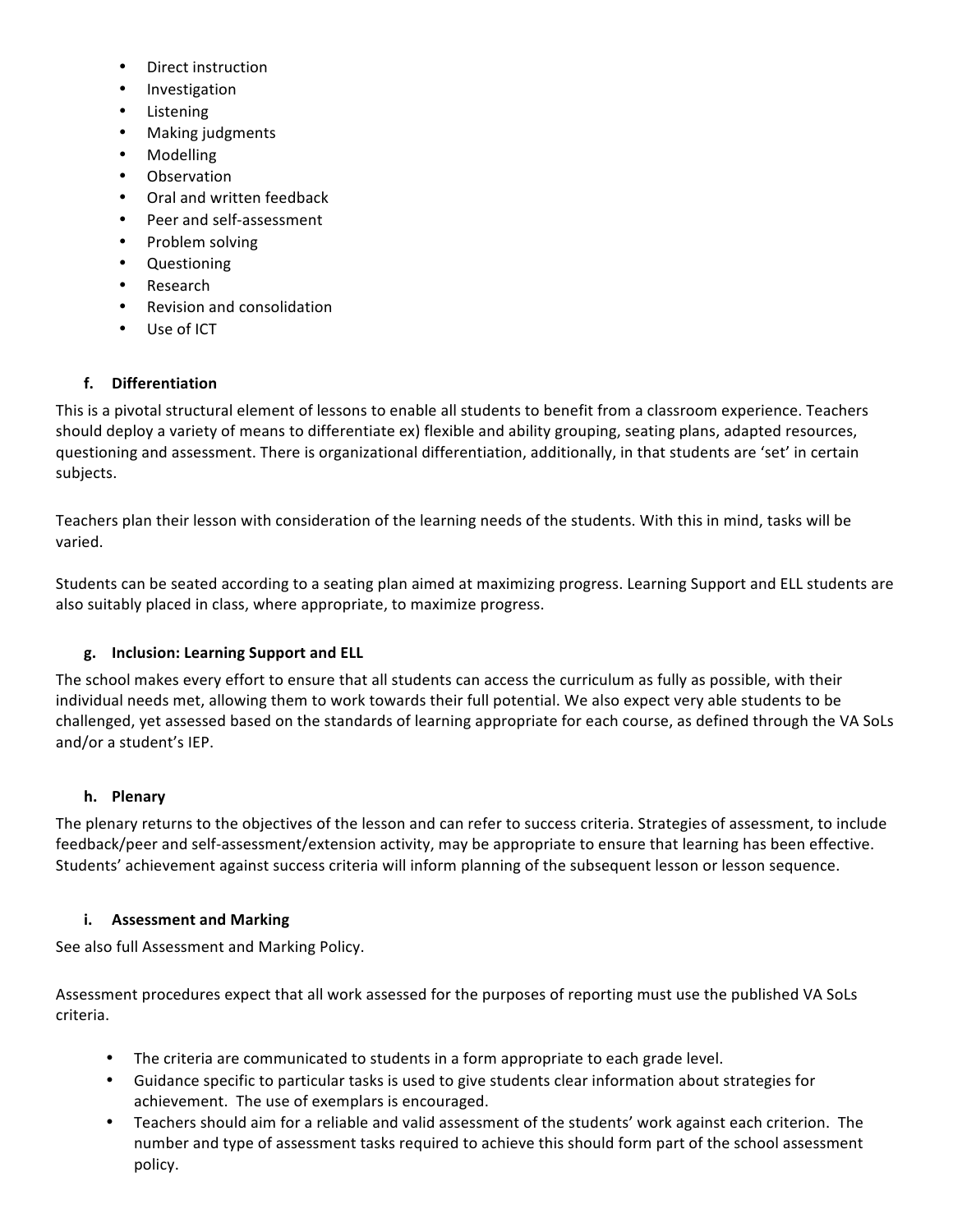- Direct instruction
- Investigation
- Listening
- Making judgments
- Modelling
- Observation
- Oral and written feedback
- Peer and self-assessment
- Problem solving
- Questioning
- Research
- Revision and consolidation
- Use of ICT

### f. Differentiation

This is a pivotal structural element of lessons to enable all students to benefit from a classroom experience. Teachers should deploy a variety of means to differentiate ex) flexible and ability grouping, seating plans, adapted resources, questioning and assessment. There is organizational differentiation, additionally, in that students are 'set' in certain subjects.

Teachers plan their lesson with consideration of the learning needs of the students. With this in mind, tasks will be varied.

Students can be seated according to a seating plan aimed at maximizing progress. Learning Support and ELL students are also suitably placed in class, where appropriate, to maximize progress.

### g. Inclusion: Learning Support and ELL

The school makes every effort to ensure that all students can access the curriculum as fully as possible, with their individual needs met, allowing them to work towards their full potential. We also expect very able students to be challenged, yet assessed based on the standards of learning appropriate for each course, as defined through the VA SoLs and/or a student's IEP.

### h. Plenary

The plenary returns to the objectives of the lesson and can refer to success criteria. Strategies of assessment, to include feedback/peer and self-assessment/extension activity, may be appropriate to ensure that learning has been effective. Students' achievement against success criteria will inform planning of the subsequent lesson or lesson sequence.

### i. Assessment and Marking

See also full Assessment and Marking Policy.

Assessment procedures expect that all work assessed for the purposes of reporting must use the published VA SoLs criteria.

- The criteria are communicated to students in a form appropriate to each grade level.
- Guidance specific to particular tasks is used to give students clear information about strategies for achievement. The use of exemplars is encouraged.
- Teachers should aim for a reliable and valid assessment of the students' work against each criterion. The number and type of assessment tasks required to achieve this should form part of the school assessment policy.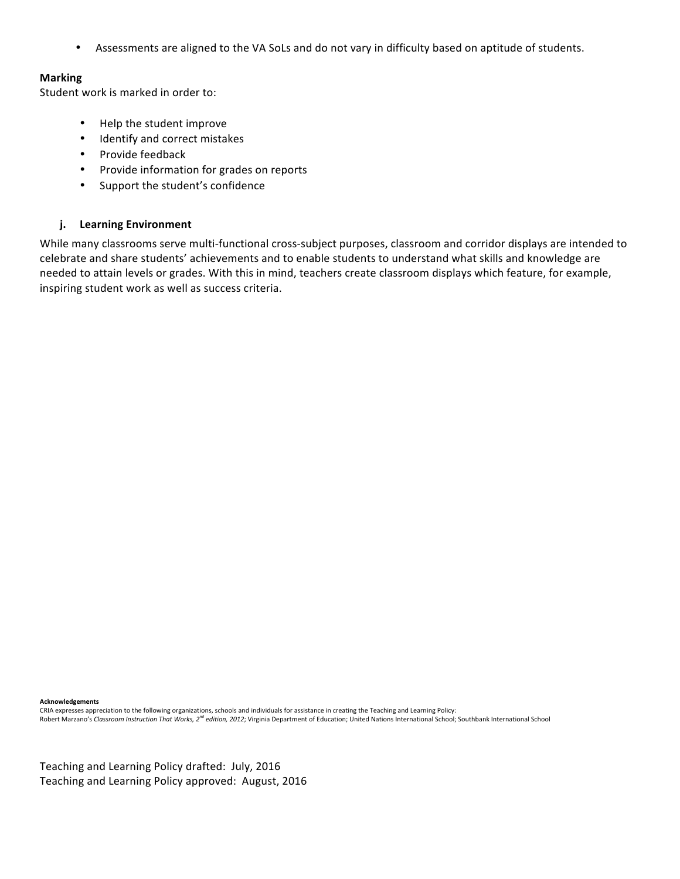- Assessments are aligned to the VA SoLs and do not vary in difficulty based on aptitude of students.

**Marking**

Student work is marked in order to:

- Help the student improve
- Identify and correct mistakes
- Provide feedback
- Provide information for grades on reports
- Support the student's confidence

### j. Learning Environment

While many classrooms serve multi-functional cross-subject purposes, classroom and corridor displays are intended to celebrate and share students' achievements and to enable students to understand what skills and knowledge are needed to attain levels or grades. With this in mind, teachers create classroom displays which feature, for example, inspiring student work as well as success criteria.

**Acknowledgements**

CRIA expresses appreciation to the following organizations, schools and individuals for assistance in creating the Teaching and Learning Policy:
Robert Marzano's *Classroom Instruction That Works, 2nd edition, 2012*; Virginia Department of Education; United Nations International School; Southbank International School

Teaching and Learning Policy drafted: July, 2016
Teaching and Learning Policy approved: August, 2016